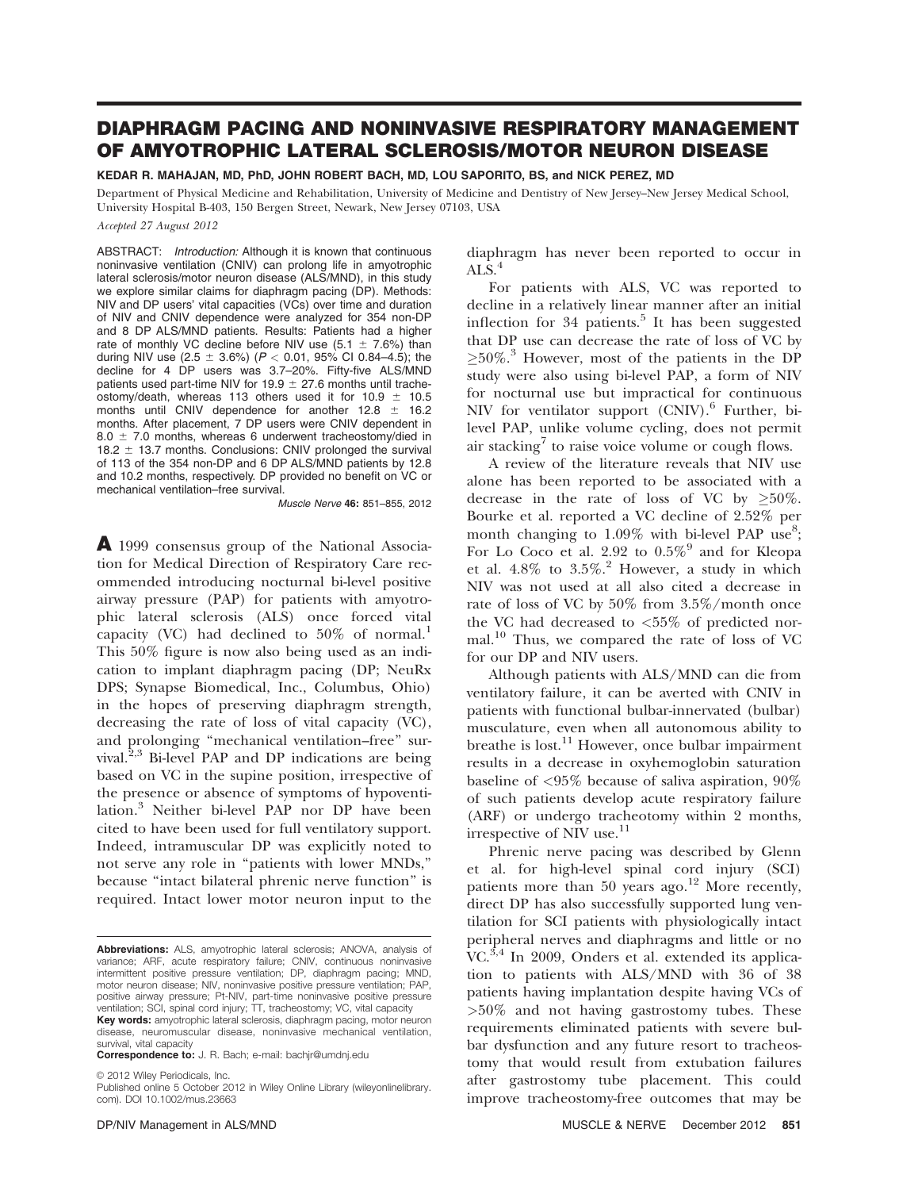# DIAPHRAGM PACING AND NONINVASIVE RESPIRATORY MANAGEMENT OF AMYOTROPHIC LATERAL SCLEROSIS/MOTOR NEURON DISEASE

**KEDAR R. MAHAJAN, MD, PhD, JOHN ROBERT BACH, MD, LOU SAPORITO, BS, and NICK PEREZ, MD**

Department of Physical Medicine and Rehabilitation, University of Medicine and Dentistry of New Jersey–New Jersey Medical School, University Hospital B-403, 150 Bergen Street, Newark, New Jersey 07103, USA

*Accepted 27 August 2012*

ABSTRACT: *Introduction:* Although it is known that continuous noninvasive ventilation (CNIV) can prolong life in amyotrophic lateral sclerosis/motor neuron disease (ALS/MND), in this study we explore similar claims for diaphragm pacing (DP). Methods: NIV and DP users' vital capacities (VCs) over time and duration of NIV and CNIV dependence were analyzed for 354 non-DP and 8 DP ALS/MND patients. Results: Patients had a higher rate of monthly VC decline before NIV use (5.1 $\pm$ 7.6%) than during NIV use (2.5 $\pm$ 3.6%) ($P < 0.01$, 95% CI 0.84–4.5); the decline for 4 DP users was 3.7–20%. Fifty-five ALS/MND patients used part-time NIV for 19.9 $\pm$ 27.6 months until tracheostomy/death, whereas 113 others used it for 10.9 $\pm$ 10.5 months until CNIV dependence for another 12.8 $\pm$ 16.2 months. After placement, 7 DP users were CNIV dependent in 8.0 $\pm$ 7.0 months, whereas 6 underwent tracheostomy/died in 18.2 $\pm$ 13.7 months. Conclusions: CNIV prolonged the survival of 113 of the 354 non-DP and 6 DP ALS/MND patients by 12.8 and 10.2 months, respectively. DP provided no benefit on VC or mechanical ventilation–free survival.

*Muscle Nerve* **46:** 851–855, 2012

A 1999 consensus group of the National Association for Medical Direction of Respiratory Care recommended introducing nocturnal bi-level positive airway pressure (PAP) for patients with amyotrophic lateral sclerosis (ALS) once forced vital capacity (VC) had declined to 50% of normal.[1] This 50% figure is now also being used as an indication to implant diaphragm pacing (DP; NeuRx DPS; Synapse Biomedical, Inc., Columbus, Ohio) in the hopes of preserving diaphragm strength, decreasing the rate of loss of vital capacity (VC), and prolonging "mechanical ventilation–free" survival.[2,3] Bi-level PAP and DP indications are being based on VC in the supine position, irrespective of the presence or absence of symptoms of hypoventilation.[3] Neither bi-level PAP nor DP have been cited to have been used for full ventilatory support. Indeed, intramuscular DP was explicitly noted to not serve any role in "patients with lower MNDs," because "intact bilateral phrenic nerve function" is required. Intact lower motor neuron input to the diaphragm has never been reported to occur in ALS.[4]

For patients with ALS, VC was reported to decline in a relatively linear manner after an initial inflection for 34 patients.[5] It has been suggested that DP use can decrease the rate of loss of VC by $\geq$50%.[3] However, most of the patients in the DP study were also using bi-level PAP, a form of NIV for nocturnal use but impractical for continuous NIV for ventilator support (CNIV).[6] Further, bi-level PAP, unlike volume cycling, does not permit air stacking[7] to raise voice volume or cough flows.

A review of the literature reveals that NIV use alone has been reported to be associated with a decrease in the rate of loss of VC by $\geq$50%. Bourke et al. reported a VC decline of 2.52% per month changing to 1.09% with bi-level PAP use[8]; For Lo Coco et al. 2.92 to 0.5%[9] and for Kleopa et al. 4.8% to 3.5%.[2] However, a study in which NIV was not used at all also cited a decrease in rate of loss of VC by 50% from 3.5%/month once the VC had decreased to <55% of predicted normal.[10] Thus, we compared the rate of loss of VC for our DP and NIV users.

Although patients with ALS/MND can die from ventilatory failure, it can be averted with CNIV in patients with functional bulbar-innervated (bulbar) musculature, even when all autonomous ability to breathe is lost.[11] However, once bulbar impairment results in a decrease in oxyhemoglobin saturation baseline of <95% because of saliva aspiration, 90% of such patients develop acute respiratory failure (ARF) or undergo tracheotomy within 2 months, irrespective of NIV use.[11]

Phrenic nerve pacing was described by Glenn et al. for high-level spinal cord injury (SCI) patients more than 50 years ago.[12] More recently, direct DP has also successfully supported lung ventilation for SCI patients with physiologically intact peripheral nerves and diaphragms and little or no VC.[3,4] In 2009, Onders et al. extended its application to patients with ALS/MND with 36 of 38 patients having implantation despite having VCs of >50% and not having gastrostomy tubes. These requirements eliminated patients with severe bulbar dysfunction and any future resort to tracheostomy that would result from extubation failures after gastrostomy tube placement. This could improve tracheostomy-free outcomes that may be

**Abbreviations:** ALS, amyotrophic lateral sclerosis; ANOVA, analysis of variance; ARF, acute respiratory failure; CNIV, continuous noninvasive intermittent positive pressure ventilation; DP, diaphragm pacing; MND, motor neuron disease; NIV, noninvasive positive pressure ventilation; PAP, positive airway pressure; Pt-NIV, part-time noninvasive positive pressure ventilation; SCI, spinal cord injury; TT, tracheostomy; VC, vital capacity

**Key words:** amyotrophic lateral sclerosis, diaphragm pacing, motor neuron disease, neuromuscular disease, noninvasive mechanical ventilation, survival, vital capacity

**Correspondence to:** J. R. Bach; e-mail: bachjr@umdnj.edu

© 2012 Wiley Periodicals, Inc.
Published online 5 October 2012 in Wiley Online Library (wileyonlinelibrary.com). DOI 10.1002/mus.23663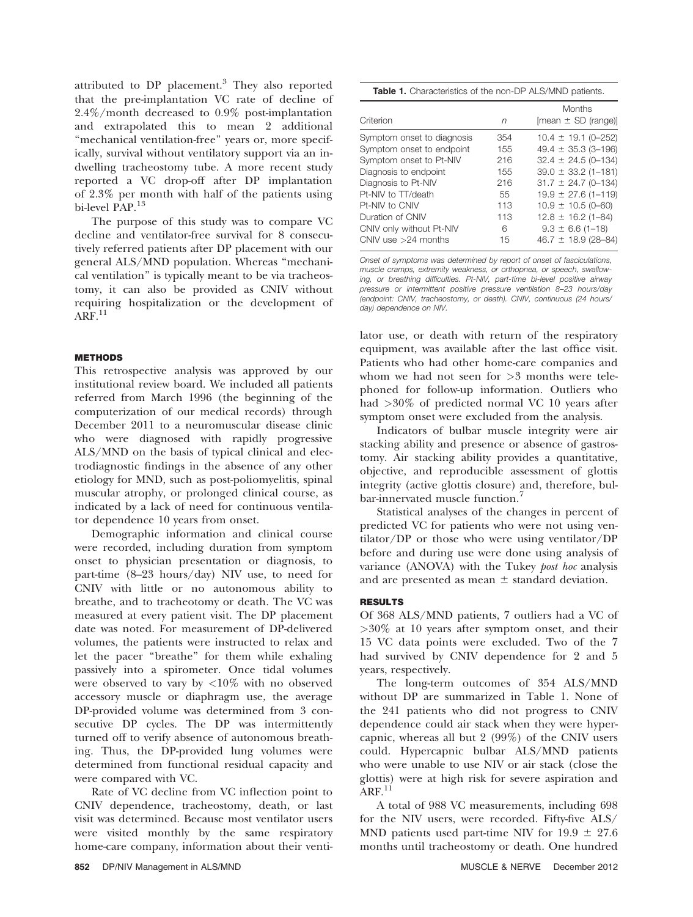attributed to DP placement.[3] They also reported that the pre-implantation VC rate of decline of 2.4%/month decreased to 0.9% post-implantation and extrapolated this to mean 2 additional "mechanical ventilation-free" years or, more specifically, survival without ventilatory support via an indwelling tracheostomy tube. A more recent study reported a VC drop-off after DP implantation of 2.3% per month with half of the patients using bi-level PAP.[13]

The purpose of this study was to compare VC decline and ventilator-free survival for 8 consecutively referred patients after DP placement with our general ALS/MND population. Whereas "mechanical ventilation" is typically meant to be via tracheostomy, it can also be provided as CNIV without requiring hospitalization or the development of ARF.[11]

## METHODS

This retrospective analysis was approved by our institutional review board. We included all patients referred from March 1996 (the beginning of the computerization of our medical records) through December 2011 to a neuromuscular disease clinic who were diagnosed with rapidly progressive ALS/MND on the basis of typical clinical and electrodiagnostic findings in the absence of any other etiology for MND, such as post-poliomyelitis, spinal muscular atrophy, or prolonged clinical course, as indicated by a lack of need for continuous ventilator dependence 10 years from onset.

Demographic information and clinical course were recorded, including duration from symptom onset to physician presentation or diagnosis, to part-time (8–23 hours/day) NIV use, to need for CNIV with little or no autonomous ability to breathe, and to tracheotomy or death. The VC was measured at every patient visit. The DP placement date was noted. For measurement of DP-delivered volumes, the patients were instructed to relax and let the pacer "breathe" for them while exhaling passively into a spirometer. Once tidal volumes were observed to vary by <10% with no observed accessory muscle or diaphragm use, the average DP-provided volume was determined from 3 consecutive DP cycles. The DP was intermittently turned off to verify absence of autonomous breathing. Thus, the DP-provided lung volumes were determined from functional residual capacity and were compared with VC.

Rate of VC decline from VC inflection point to CNIV dependence, tracheostomy, death, or last visit was determined. Because most ventilator users were visited monthly by the same respiratory home-care company, information about their ventilator use, or death with return of the respiratory equipment, was available after the last office visit. Patients who had other home-care companies and whom we had not seen for >3 months were telephoned for follow-up information. Outliers who had >30% of predicted normal VC 10 years after symptom onset were excluded from the analysis.

Indicators of bulbar muscle integrity were air stacking ability and presence or absence of gastrostomy. Air stacking ability provides a quantitative, objective, and reproducible assessment of glottis integrity (active glottis closure) and, therefore, bulbar-innervated muscle function.[7]

Statistical analyses of the changes in percent of predicted VC for patients who were not using ventilator/DP or those who were using ventilator/DP before and during use were done using analysis of variance (ANOVA) with the Tukey *post hoc* analysis and are presented as mean ± standard deviation.

**Table 1.** Characteristics of the non-DP ALS/MND patients.

| Criterion | *n* | Months [mean ± SD (range)] |
|---|---|---|
| Symptom onset to diagnosis | 354 | 10.4 ± 19.1 (0–252) |
| Symptom onset to endpoint | 155 | 49.4 ± 35.3 (3–196) |
| Symptom onset to Pt-NIV | 216 | 32.4 ± 24.5 (0–134) |
| Diagnosis to endpoint | 155 | 39.0 ± 33.2 (1–181) |
| Diagnosis to Pt-NIV | 216 | 31.7 ± 24.7 (0–134) |
| Pt-NIV to TT/death | 55 | 19.9 ± 27.6 (1–119) |
| Pt-NIV to CNIV | 113 | 10.9 ± 10.5 (0–60) |
| Duration of CNIV | 113 | 12.8 ± 16.2 (1–84) |
| CNIV only without Pt-NIV | 6 | 9.3 ± 6.6 (1–18) |
| CNIV use >24 months | 15 | 46.7 ± 18.9 (28–84) |

*Onset of symptoms was determined by report of onset of fasciculations, muscle cramps, extremity weakness, or orthopnea, or speech, swallowing, or breathing difficulties. Pt-NIV, part-time bi-level positive airway pressure or intermittent positive pressure ventilation 8–23 hours/day (endpoint: CNIV, tracheostomy, or death). CNIV, continuous (24 hours/day) dependence on NIV.*

## RESULTS

Of 368 ALS/MND patients, 7 outliers had a VC of >30% at 10 years after symptom onset, and their 15 VC data points were excluded. Two of the 7 had survived by CNIV dependence for 2 and 5 years, respectively.

The long-term outcomes of 354 ALS/MND without DP are summarized in Table 1. None of the 241 patients who did not progress to CNIV dependence could air stack when they were hypercapnic, whereas all but 2 (99%) of the CNIV users could. Hypercapnic bulbar ALS/MND patients who were unable to use NIV or air stack (close the glottis) were at high risk for severe aspiration and ARF.[11]

A total of 988 VC measurements, including 698 for the NIV users, were recorded. Fifty-five ALS/MND patients used part-time NIV for 19.9 ± 27.6 months until tracheostomy or death. One hundred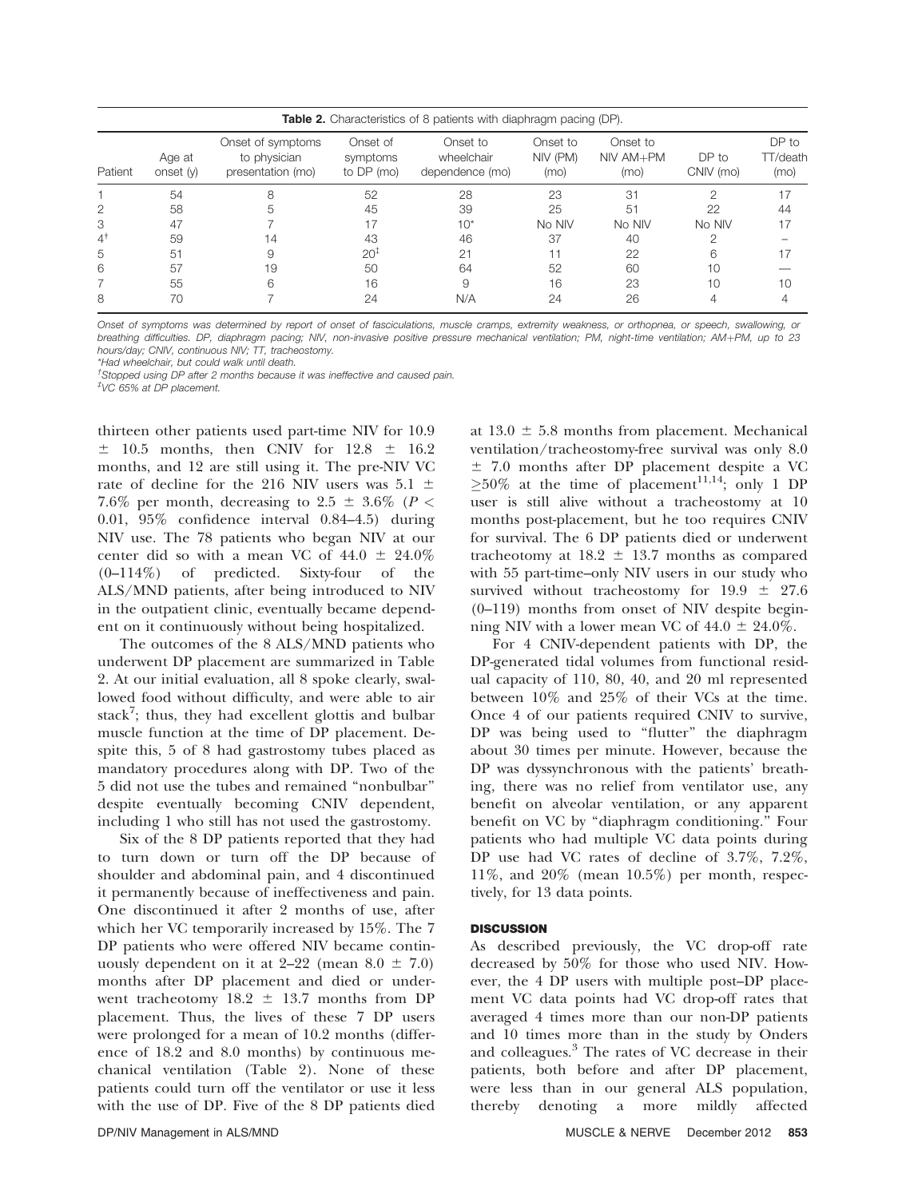**Table 2.** Characteristics of 8 patients with diaphragm pacing (DP).

| Patient | Age at onset (y) | Onset of symptoms to physician presentation (mo) | Onset of symptoms to DP (mo) | Onset to wheelchair dependence (mo) | Onset to NIV (PM) (mo) | Onset to NIV AM+PM (mo) | DP to CNIV (mo) | DP to TT/death (mo) |
|---|---|---|---|---|---|---|---|---|
| 1 | 54 | 8 | 52 | 28 | 23 | 31 | 2 | 17 |
| 2 | 58 | 5 | 45 | 39 | 25 | 51 | 22 | 44 |
| 3 | 47 | 7 | 17 | 10* | No NIV | No NIV | No NIV | 17 |
| 4[†] | 59 | 14 | 43 | 46 | 37 | 40 | 2 | – |
| 5 | 51 | 9 | 20[‡] | 21 | 11 | 22 | 6 | 17 |
| 6 | 57 | 19 | 50 | 64 | 52 | 60 | 10 | — |
| 7 | 55 | 6 | 16 | 9 | 16 | 23 | 10 | 10 |
| 8 | 70 | 7 | 24 | N/A | 24 | 26 | 4 | 4 |

*Onset of symptoms was determined by report of onset of fasciculations, muscle cramps, extremity weakness, or orthopnea, or speech, swallowing, or breathing difficulties. DP, diaphragm pacing; NIV, non-invasive positive pressure mechanical ventilation; PM, night-time ventilation; AM+PM, up to 23 hours/day; CNIV, continuous NIV; TT, tracheostomy.*

*\*Had wheelchair, but could walk until death.*

*[†]Stopped using DP after 2 months because it was ineffective and caused pain.*

*[‡]VC 65% at DP placement.*

thirteen other patients used part-time NIV for 10.9 ± 10.5 months, then CNIV for 12.8 ± 16.2 months, and 12 are still using it. The pre-NIV VC rate of decline for the 216 NIV users was 5.1 ± 7.6% per month, decreasing to 2.5 ± 3.6% ($P < 0.01$, 95% confidence interval 0.84–4.5) during NIV use. The 78 patients who began NIV at our center did so with a mean VC of 44.0 ± 24.0% (0–114%) of predicted. Sixty-four of the ALS/MND patients, after being introduced to NIV in the outpatient clinic, eventually became dependent on it continuously without being hospitalized.

The outcomes of the 8 ALS/MND patients who underwent DP placement are summarized in Table 2. At our initial evaluation, all 8 spoke clearly, swallowed food without difficulty, and were able to air stack[7]; thus, they had excellent glottis and bulbar muscle function at the time of DP placement. Despite this, 5 of 8 had gastrostomy tubes placed as mandatory procedures along with DP. Two of the 5 did not use the tubes and remained "nonbulbar" despite eventually becoming CNIV dependent, including 1 who still has not used the gastrostomy.

Six of the 8 DP patients reported that they had to turn down or turn off the DP because of shoulder and abdominal pain, and 4 discontinued it permanently because of ineffectiveness and pain. One discontinued it after 2 months of use, after which her VC temporarily increased by 15%. The 7 DP patients who were offered NIV became continuously dependent on it at 2–22 (mean 8.0 ± 7.0) months after DP placement and died or underwent tracheotomy 18.2 ± 13.7 months from DP placement. Thus, the lives of these 7 DP users were prolonged for a mean of 10.2 months (difference of 18.2 and 8.0 months) by continuous mechanical ventilation (Table 2). None of these patients could turn off the ventilator or use it less with the use of DP. Five of the 8 DP patients died at 13.0 ± 5.8 months from placement. Mechanical ventilation/tracheostomy-free survival was only 8.0 ± 7.0 months after DP placement despite a VC ≥50% at the time of placement[11,14]; only 1 DP user is still alive without a tracheostomy at 10 months post-placement, but he too requires CNIV for survival. The 6 DP patients died or underwent tracheotomy at 18.2 ± 13.7 months as compared with 55 part-time–only NIV users in our study who survived without tracheostomy for 19.9 ± 27.6 (0–119) months from onset of NIV despite beginning NIV with a lower mean VC of 44.0 ± 24.0%.

For 4 CNIV-dependent patients with DP, the DP-generated tidal volumes from functional residual capacity of 110, 80, 40, and 20 ml represented between 10% and 25% of their VCs at the time. Once 4 of our patients required CNIV to survive, DP was being used to "flutter" the diaphragm about 30 times per minute. However, because the DP was dyssynchronous with the patients' breathing, there was no relief from ventilator use, any benefit on alveolar ventilation, or any apparent benefit on VC by "diaphragm conditioning." Four patients who had multiple VC data points during DP use had VC rates of decline of 3.7%, 7.2%, 11%, and 20% (mean 10.5%) per month, respectively, for 13 data points.

## DISCUSSION

As described previously, the VC drop-off rate decreased by 50% for those who used NIV. However, the 4 DP users with multiple post–DP placement VC data points had VC drop-off rates that averaged 4 times more than our non-DP patients and 10 times more than in the study by Onders and colleagues.[3] The rates of VC decrease in their patients, both before and after DP placement, were less than in our general ALS population, thereby denoting a more mildly affected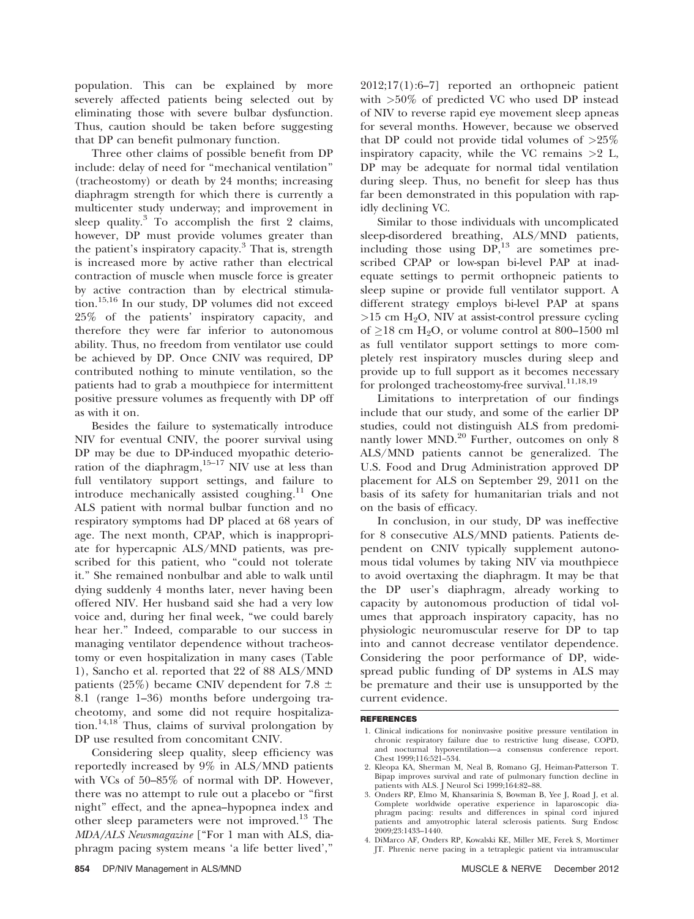population. This can be explained by more severely affected patients being selected out by eliminating those with severe bulbar dysfunction. Thus, caution should be taken before suggesting that DP can benefit pulmonary function.

Three other claims of possible benefit from DP include: delay of need for "mechanical ventilation" (tracheostomy) or death by 24 months; increasing diaphragm strength for which there is currently a multicenter study underway; and improvement in sleep quality.[3] To accomplish the first 2 claims, however, DP must provide volumes greater than the patient's inspiratory capacity.[3] That is, strength is increased more by active rather than electrical contraction of muscle when muscle force is greater by active contraction than by electrical stimulation.[15,16] In our study, DP volumes did not exceed 25% of the patients' inspiratory capacity, and therefore they were far inferior to autonomous ability. Thus, no freedom from ventilator use could be achieved by DP. Once CNIV was required, DP contributed nothing to minute ventilation, so the patients had to grab a mouthpiece for intermittent positive pressure volumes as frequently with DP off as with it on.

Besides the failure to systematically introduce NIV for eventual CNIV, the poorer survival using DP may be due to DP-induced myopathic deterioration of the diaphragm,[15–17] NIV use at less than full ventilatory support settings, and failure to introduce mechanically assisted coughing.[11] One ALS patient with normal bulbar function and no respiratory symptoms had DP placed at 68 years of age. The next month, CPAP, which is inappropriate for hypercapnic ALS/MND patients, was prescribed for this patient, who "could not tolerate it." She remained nonbulbar and able to walk until dying suddenly 4 months later, never having been offered NIV. Her husband said she had a very low voice and, during her final week, "we could barely hear her." Indeed, comparable to our success in managing ventilator dependence without tracheostomy or even hospitalization in many cases (Table 1), Sancho et al. reported that 22 of 88 ALS/MND patients (25%) became CNIV dependent for 7.8 ± 8.1 (range 1–36) months before undergoing tracheotomy, and some did not require hospitalization.[14,18] Thus, claims of survival prolongation by DP use resulted from concomitant CNIV.

Considering sleep quality, sleep efficiency was reportedly increased by 9% in ALS/MND patients with VCs of 50–85% of normal with DP. However, there was no attempt to rule out a placebo or "first night" effect, and the apnea–hypopnea index and other sleep parameters were not improved.[13] The *MDA/ALS Newsmagazine* ["For 1 man with ALS, diaphragm pacing system means 'a life better lived'," 2012;17(1):6–7] reported an orthopneic patient with >50% of predicted VC who used DP instead of NIV to reverse rapid eye movement sleep apneas for several months. However, because we observed that DP could not provide tidal volumes of >25% inspiratory capacity, while the VC remains >2 L, DP may be adequate for normal tidal ventilation during sleep. Thus, no benefit for sleep has thus far been demonstrated in this population with rapidly declining VC.

Similar to those individuals with uncomplicated sleep-disordered breathing, ALS/MND patients, including those using DP,[13] are sometimes prescribed CPAP or low-span bi-level PAP at inadequate settings to permit orthopneic patients to sleep supine or provide full ventilator support. A different strategy employs bi-level PAP at spans >15 cm $H_2O$, NIV at assist-control pressure cycling of ≥18 cm $H_2O$, or volume control at 800–1500 ml as full ventilator support settings to more completely rest inspiratory muscles during sleep and provide up to full support as it becomes necessary for prolonged tracheostomy-free survival.[11,18,19]

Limitations to interpretation of our findings include that our study, and some of the earlier DP studies, could not distinguish ALS from predominantly lower MND.[20] Further, outcomes on only 8 ALS/MND patients cannot be generalized. The U.S. Food and Drug Administration approved DP placement for ALS on September 29, 2011 on the basis of its safety for humanitarian trials and not on the basis of efficacy.

In conclusion, in our study, DP was ineffective for 8 consecutive ALS/MND patients. Patients dependent on CNIV typically supplement autonomous tidal volumes by taking NIV via mouthpiece to avoid overtaxing the diaphragm. It may be that the DP user's diaphragm, already working to capacity by autonomous production of tidal volumes that approach inspiratory capacity, has no physiologic neuromuscular reserve for DP to tap into and cannot decrease ventilator dependence. Considering the poor performance of DP, widespread public funding of DP systems in ALS may be premature and their use is unsupported by the current evidence.

## REFERENCES

1. Clinical indications for noninvasive positive pressure ventilation in chronic respiratory failure due to restrictive lung disease, COPD, and nocturnal hypoventilation—a consensus conference report. Chest 1999;116:521–534.
2. Kleopa KA, Sherman M, Neal B, Romano GJ, Heiman-Patterson T. Bipap improves survival and rate of pulmonary function decline in patients with ALS. J Neurol Sci 1999;164:82–88.
3. Onders RP, Elmo M, Khansarinia S, Bowman B, Yee J, Road J, et al. Complete worldwide operative experience in laparoscopic diaphragm pacing: results and differences in spinal cord injured patients and amyotrophic lateral sclerosis patients. Surg Endosc 2009;23:1433–1440.
4. DiMarco AF, Onders RP, Kowalski KE, Miller ME, Ferek S, Mortimer JT. Phrenic nerve pacing in a tetraplegic patient via intramuscular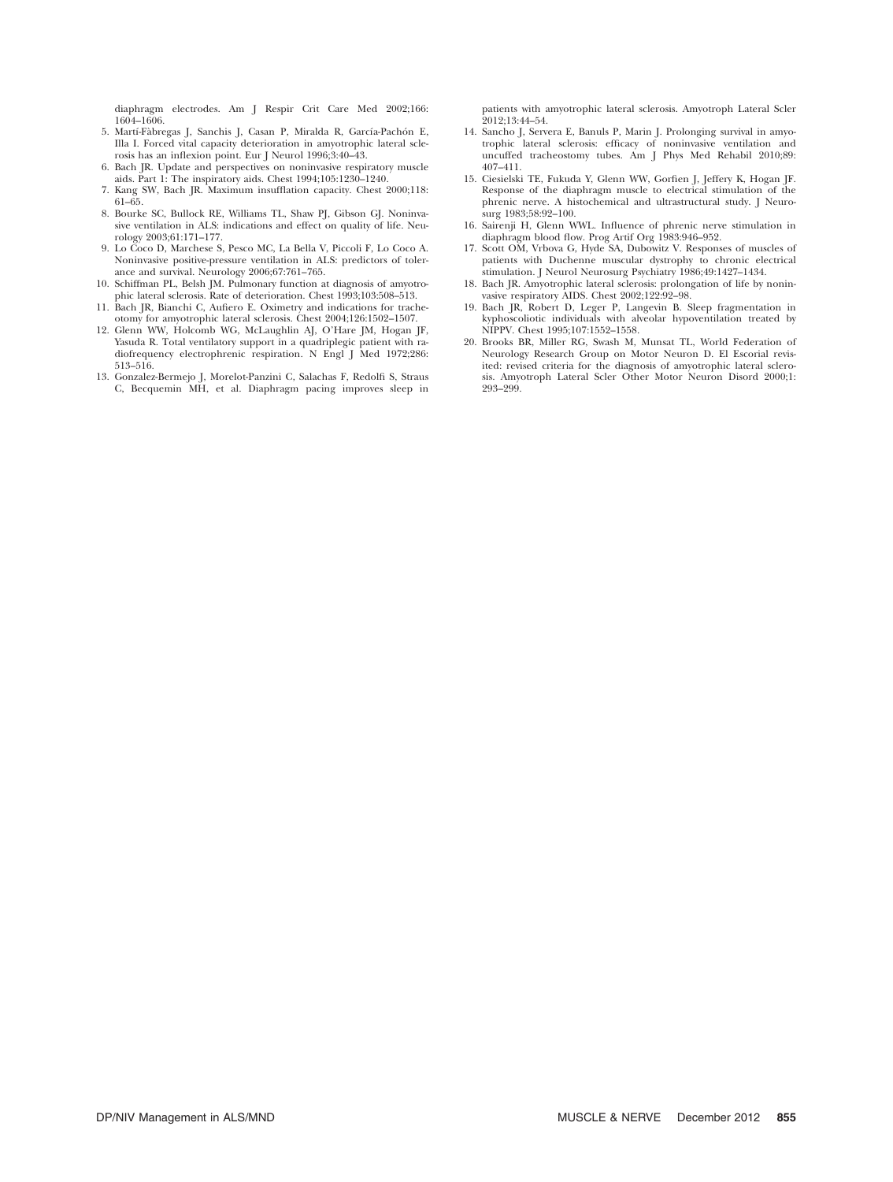diaphragm electrodes. Am J Respir Crit Care Med 2002;166: 1604–1606.

5. Martí-Fàbregas J, Sanchis J, Casan P, Miralda R, García-Pachón E, Illa I. Forced vital capacity deterioration in amyotrophic lateral sclerosis has an inflexion point. Eur J Neurol 1996;3:40–43.
6. Bach JR. Update and perspectives on noninvasive respiratory muscle aids. Part 1: The inspiratory aids. Chest 1994;105:1230–1240.
7. Kang SW, Bach JR. Maximum insufflation capacity. Chest 2000;118: 61–65.
8. Bourke SC, Bullock RE, Williams TL, Shaw PJ, Gibson GJ. Noninvasive ventilation in ALS: indications and effect on quality of life. Neurology 2003;61:171–177.
9. Lo Coco D, Marchese S, Pesco MC, La Bella V, Piccoli F, Lo Coco A. Noninvasive positive-pressure ventilation in ALS: predictors of tolerance and survival. Neurology 2006;67:761–765.
10. Schiffman PL, Belsh JM. Pulmonary function at diagnosis of amyotrophic lateral sclerosis. Rate of deterioration. Chest 1993;103:508–513.
11. Bach JR, Bianchi C, Aufiero E. Oximetry and indications for tracheotomy for amyotrophic lateral sclerosis. Chest 2004;126:1502–1507.
12. Glenn WW, Holcomb WG, McLaughlin AJ, O'Hare JM, Hogan JF, Yasuda R. Total ventilatory support in a quadriplegic patient with radiofrequency electrophrenic respiration. N Engl J Med 1972;286: 513–516.
13. Gonzalez-Bermejo J, Morelot-Panzini C, Salachas F, Redolfi S, Straus C, Becquemin MH, et al. Diaphragm pacing improves sleep in patients with amyotrophic lateral sclerosis. Amyotroph Lateral Scler 2012;13:44–54.
14. Sancho J, Servera E, Banuls P, Marin J. Prolonging survival in amyotrophic lateral sclerosis: efficacy of noninvasive ventilation and uncuffed tracheostomy tubes. Am J Phys Med Rehabil 2010;89: 407–411.
15. Ciesielski TE, Fukuda Y, Glenn WW, Gorfien J, Jeffery K, Hogan JF. Response of the diaphragm muscle to electrical stimulation of the phrenic nerve. A histochemical and ultrastructural study. J Neurosurg 1983;58:92–100.
16. Sairenji H, Glenn WWL. Influence of phrenic nerve stimulation in diaphragm blood flow. Prog Artif Org 1983:946–952.
17. Scott OM, Vrbova G, Hyde SA, Dubowitz V. Responses of muscles of patients with Duchenne muscular dystrophy to chronic electrical stimulation. J Neurol Neurosurg Psychiatry 1986;49:1427–1434.
18. Bach JR. Amyotrophic lateral sclerosis: prolongation of life by noninvasive respiratory AIDS. Chest 2002;122:92–98.
19. Bach JR, Robert D, Leger P, Langevin B. Sleep fragmentation in kyphoscoliotic individuals with alveolar hypoventilation treated by NIPPV. Chest 1995;107:1552–1558.
20. Brooks BR, Miller RG, Swash M, Munsat TL, World Federation of Neurology Research Group on Motor Neuron D. El Escorial revisited: revised criteria for the diagnosis of amyotrophic lateral sclerosis. Amyotroph Lateral Scler Other Motor Neuron Disord 2000;1: 293–299.